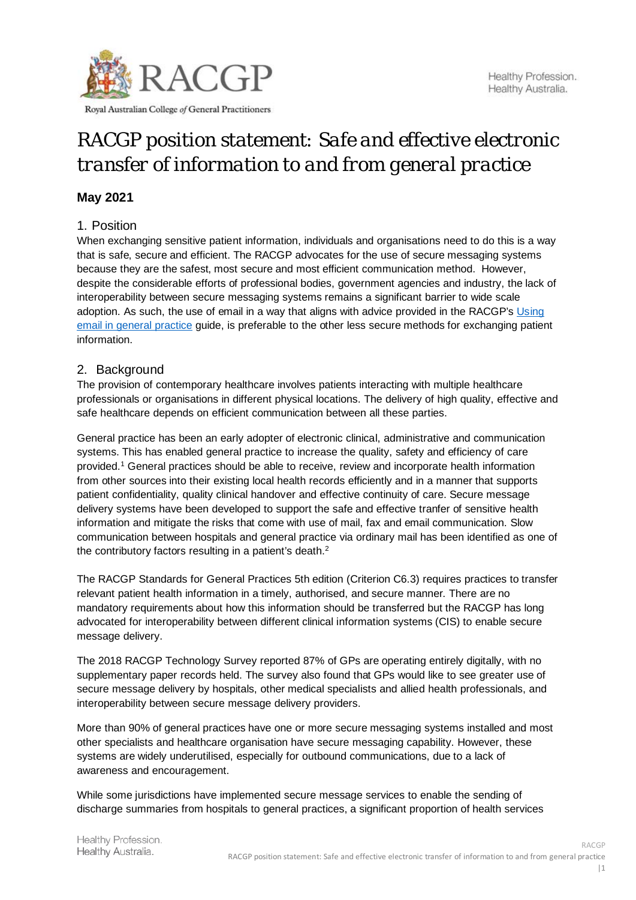# RACGP position statement: *Safe and effective electronic transfer of information to and from general practice*

**May 2021**

## 1. Position

When exchanging sensitive patient information, individuals and organisations need to do this is a way that is safe, secure and efficient. The RACGP advocates for the use of secure messaging systems because they are the safest, most secure and most efficient communication method. However, despite the considerable efforts of professional bodies, government agencies and industry, the lack of interoperability between secure messaging systems remains a significant barrier to wide scale adoption. As such, the use of email in a way that aligns with advice provided in the RACGP's [Using email in general practice] guide, is preferable to the other less secure methods for exchanging patient information.

## 2. Background

The provision of contemporary healthcare involves patients interacting with multiple healthcare professionals or organisations in different physical locations. The delivery of high quality, effective and safe healthcare depends on efficient communication between all these parties.

General practice has been an early adopter of electronic clinical, administrative and communication systems. This has enabled general practice to increase the quality, safety and efficiency of care provided.[1] General practices should be able to receive, review and incorporate health information from other sources into their existing local health records efficiently and in a manner that supports patient confidentiality, quality clinical handover and effective continuity of care. Secure message delivery systems have been developed to support the safe and effective tranfer of sensitive health information and mitigate the risks that come with use of mail, fax and email communication. Slow communication between hospitals and general practice via ordinary mail has been identified as one of the contributory factors resulting in a patient's death.[2]

The RACGP Standards for General Practices 5th edition (Criterion C6.3) requires practices to transfer relevant patient health information in a timely, authorised, and secure manner. There are no mandatory requirements about how this information should be transferred but the RACGP has long advocated for interoperability between different clinical information systems (CIS) to enable secure message delivery.

The 2018 RACGP Technology Survey reported 87% of GPs are operating entirely digitally, with no supplementary paper records held. The survey also found that GPs would like to see greater use of secure message delivery by hospitals, other medical specialists and allied health professionals, and interoperability between secure message delivery providers.

More than 90% of general practices have one or more secure messaging systems installed and most other specialists and healthcare organisation have secure messaging capability. However, these systems are widely underutilised, especially for outbound communications, due to a lack of awareness and encouragement.

While some jurisdictions have implemented secure message services to enable the sending of discharge summaries from hospitals to general practices, a significant proportion of health services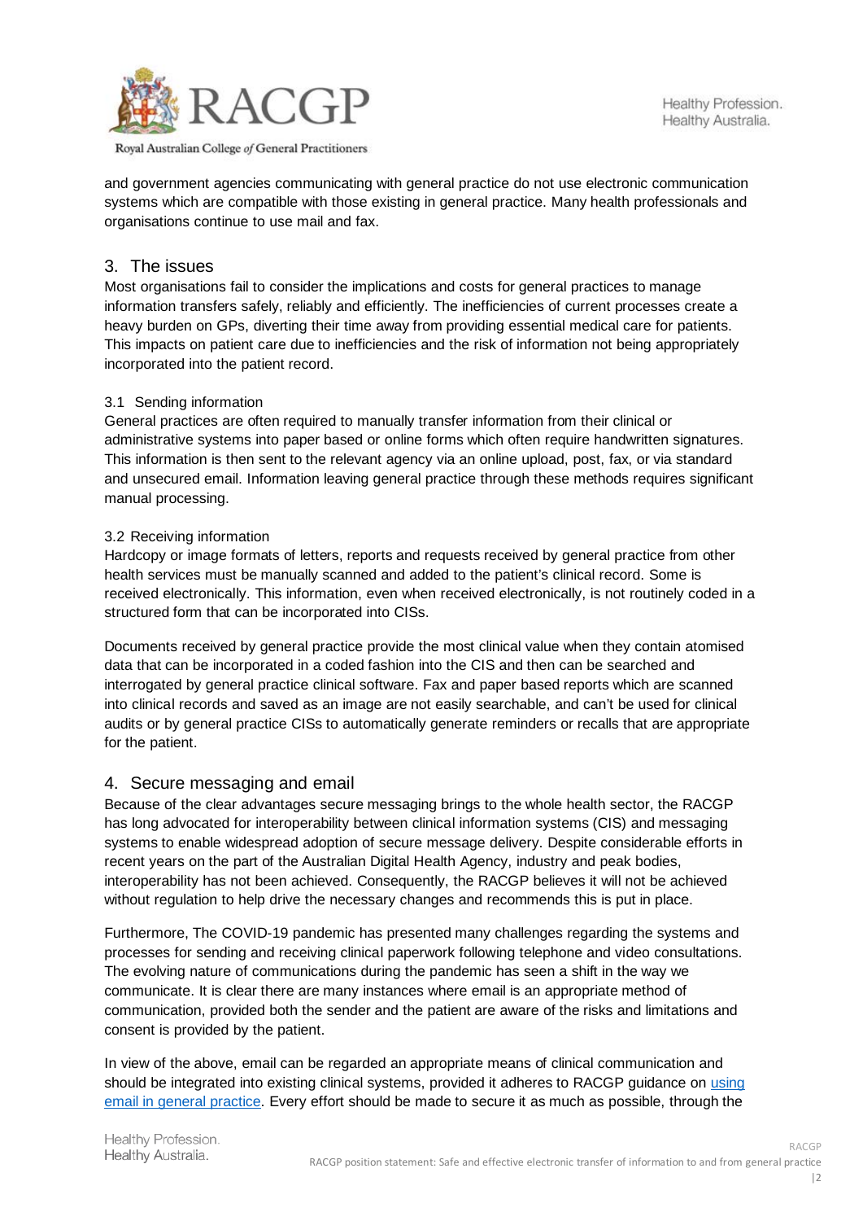and government agencies communicating with general practice do not use electronic communication systems which are compatible with those existing in general practice. Many health professionals and organisations continue to use mail and fax.

## 3. The issues

Most organisations fail to consider the implications and costs for general practices to manage information transfers safely, reliably and efficiently. The inefficiencies of current processes create a heavy burden on GPs, diverting their time away from providing essential medical care for patients. This impacts on patient care due to inefficiencies and the risk of information not being appropriately incorporated into the patient record.

### 3.1 Sending information

General practices are often required to manually transfer information from their clinical or administrative systems into paper based or online forms which often require handwritten signatures. This information is then sent to the relevant agency via an online upload, post, fax, or via standard and unsecured email. Information leaving general practice through these methods requires significant manual processing.

### 3.2 Receiving information

Hardcopy or image formats of letters, reports and requests received by general practice from other health services must be manually scanned and added to the patient's clinical record. Some is received electronically. This information, even when received electronically, is not routinely coded in a structured form that can be incorporated into CISs.

Documents received by general practice provide the most clinical value when they contain atomised data that can be incorporated in a coded fashion into the CIS and then can be searched and interrogated by general practice clinical software. Fax and paper based reports which are scanned into clinical records and saved as an image are not easily searchable, and can't be used for clinical audits or by general practice CISs to automatically generate reminders or recalls that are appropriate for the patient.

## 4. Secure messaging and email

Because of the clear advantages secure messaging brings to the whole health sector, the RACGP has long advocated for interoperability between clinical information systems (CIS) and messaging systems to enable widespread adoption of secure message delivery. Despite considerable efforts in recent years on the part of the Australian Digital Health Agency, industry and peak bodies, interoperability has not been achieved. Consequently, the RACGP believes it will not be achieved without regulation to help drive the necessary changes and recommends this is put in place.

Furthermore, The COVID-19 pandemic has presented many challenges regarding the systems and processes for sending and receiving clinical paperwork following telephone and video consultations. The evolving nature of communications during the pandemic has seen a shift in the way we communicate. It is clear there are many instances where email is an appropriate method of communication, provided both the sender and the patient are aware of the risks and limitations and consent is provided by the patient.

In view of the above, email can be regarded an appropriate means of clinical communication and should be integrated into existing clinical systems, provided it adheres to RACGP guidance on using email in general practice. Every effort should be made to secure it as much as possible, through the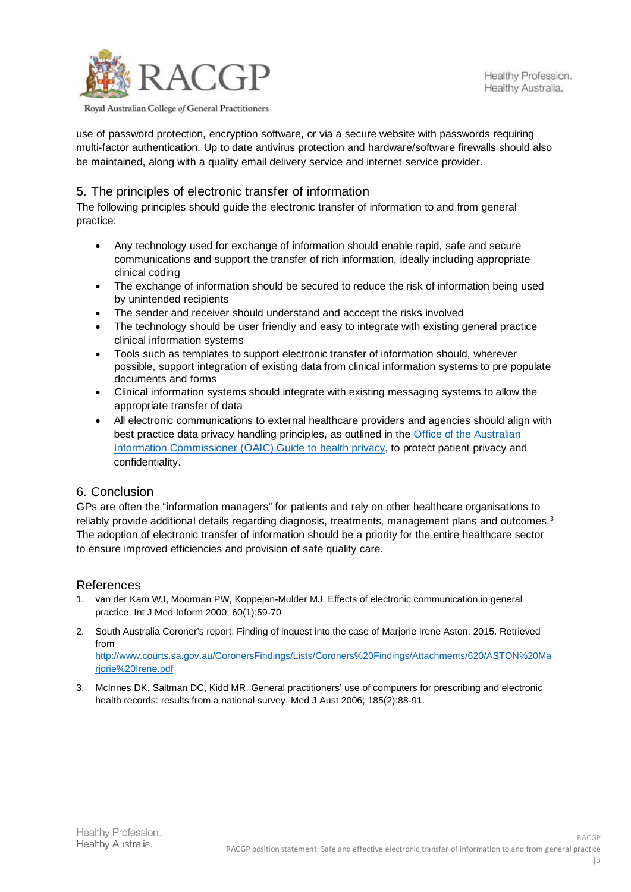use of password protection, encryption software, or via a secure website with passwords requiring multi-factor authentication. Up to date antivirus protection and hardware/software firewalls should also be maintained, along with a quality email delivery service and internet service provider.

## 5. The principles of electronic transfer of information

The following principles should guide the electronic transfer of information to and from general practice:

- Any technology used for exchange of information should enable rapid, safe and secure communications and support the transfer of rich information, ideally including appropriate clinical coding
- The exchange of information should be secured to reduce the risk of information being used by unintended recipients
- The sender and receiver should understand and acccept the risks involved
- The technology should be user friendly and easy to integrate with existing general practice clinical information systems
- Tools such as templates to support electronic transfer of information should, wherever possible, support integration of existing data from clinical information systems to pre populate documents and forms
- Clinical information systems should integrate with existing messaging systems to allow the appropriate transfer of data
- All electronic communications to external healthcare providers and agencies should align with best practice data privacy handling principles, as outlined in the [Office of the Australian Information Commissioner (OAIC) Guide to health privacy](), to protect patient privacy and confidentiality.

## 6. Conclusion

GPs are often the "information managers" for patients and rely on other healthcare organisations to reliably provide additional details regarding diagnosis, treatments, management plans and outcomes.[3] The adoption of electronic transfer of information should be a priority for the entire healthcare sector to ensure improved efficiencies and provision of safe quality care.

## References

1. van der Kam WJ, Moorman PW, Koppejan-Mulder MJ. Effects of electronic communication in general practice. Int J Med Inform 2000; 60(1):59-70
2. South Australia Coroner's report: Finding of inquest into the case of Marjorie Irene Aston: 2015. Retrieved from http://www.courts.sa.gov.au/CoronersFindings/Lists/Coroners%20Findings/Attachments/620/ASTON%20Marjorie%20Irene.pdf
3. McInnes DK, Saltman DC, Kidd MR. General practitioners' use of computers for prescribing and electronic health records: results from a national survey. Med J Aust 2006; 185(2):88-91.